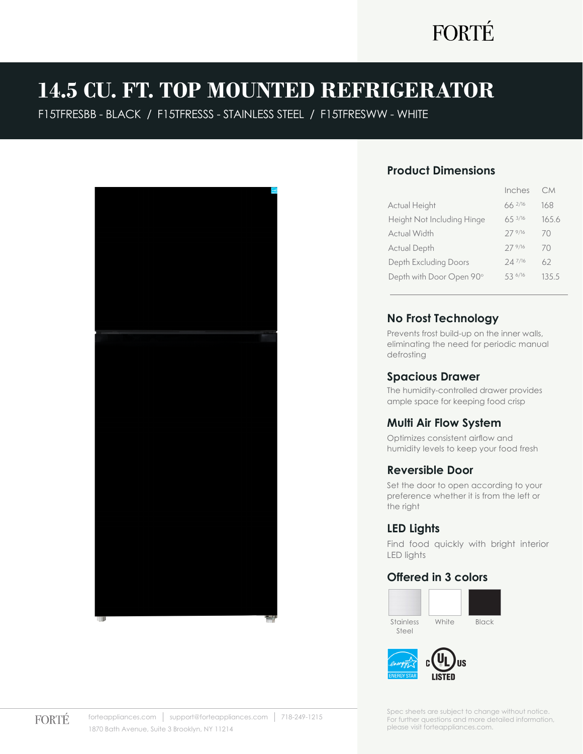FORTÉ

# 14.5 CU. FT. TOP MOUNTED REFRIGERATOR

F15TFRESBB - BLACK / F15TFRESSS - STAINLESS STEEL / F15TFRESWW - WHITE

## Product Dimensions

| | Inches | CM |
|---|---|---|
| Actual Height | 66 2/16 | 168 |
| Height Not Including Hinge | 65 3/16 | 165.6 |
| Actual Width | 27 9/16 | 70 |
| Actual Depth | 27 9/16 | 70 |
| Depth Excluding Doors | 24 7/16 | 62 |
| Depth with Door Open 90° | 53 6/16 | 135.5 |

## No Frost Technology

Prevents frost build-up on the inner walls, eliminating the need for periodic manual defrosting

## Spacious Drawer

The humidity-controlled drawer provides ample space for keeping food crisp

## Multi Air Flow System

Optimizes consistent airflow and humidity levels to keep your food fresh

## Reversible Door

Set the door to open according to your preference whether it is from the left or the right

## LED Lights

Find food quickly with bright interior LED lights

## Offered in 3 colors

Stainless Steel | White | Black

ENERGY STAR

c UL us LISTED

FORTÉ

forteappliances.com | support@forteappliances.com | 718-249-1215

1870 Bath Avenue, Suite 3 Brooklyn, NY 11214

Spec sheets are subject to change without notice. For further questions and more detailed information, please visit forteappliances.com.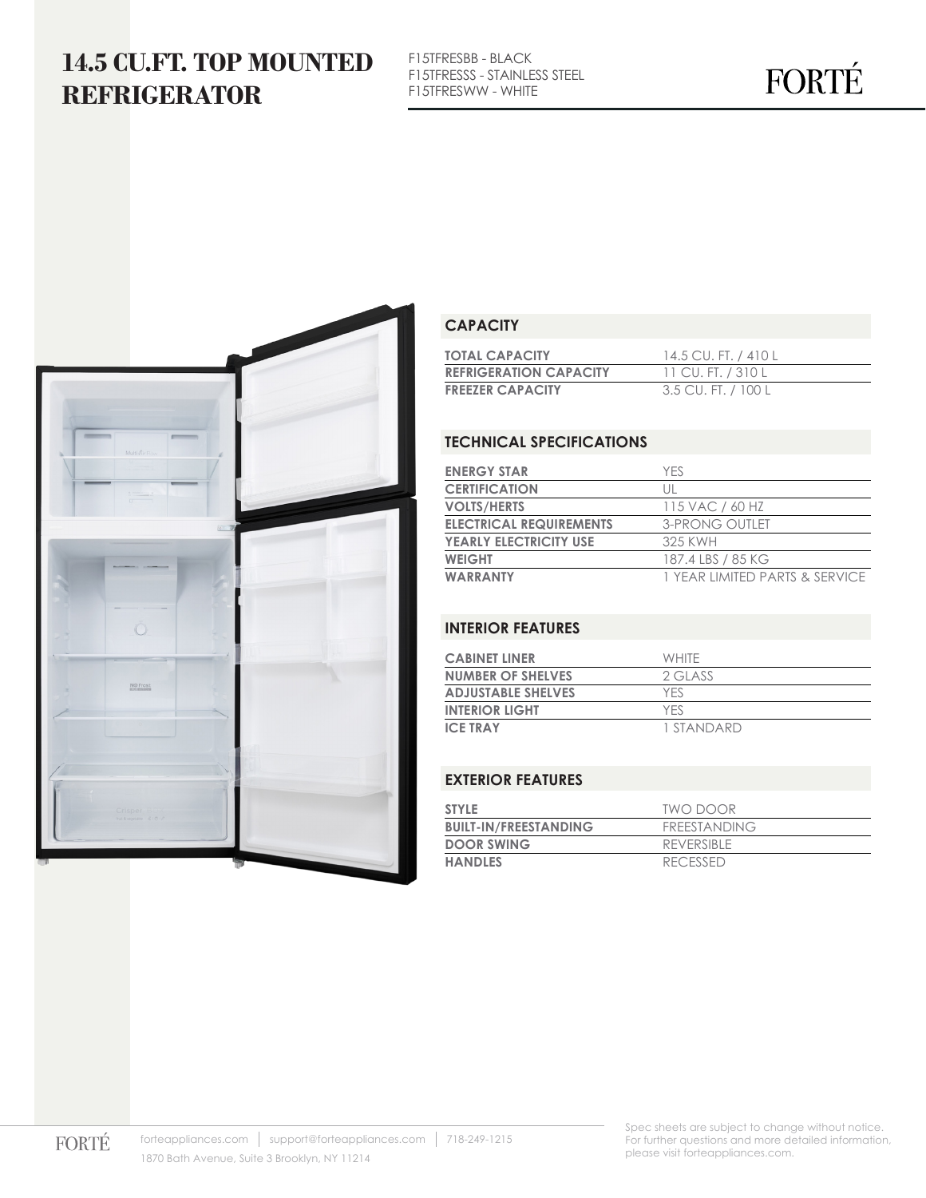# 14.5 CU.FT. TOP MOUNTED REFRIGERATOR

F15TFRESBB - BLACK
F15TFRESSS - STAINLESS STEEL
F15TFRESWW - WHITE

FORTÉ

## CAPACITY

| | |
|---|---|
| **TOTAL CAPACITY** | 14.5 CU. FT. / 410 L |
| **REFRIGERATION CAPACITY** | 11 CU. FT. / 310 L |
| **FREEZER CAPACITY** | 3.5 CU. FT. / 100 L |

## TECHNICAL SPECIFICATIONS

| | |
|---|---|
| **ENERGY STAR** | YES |
| **CERTIFICATION** | UL |
| **VOLTS/HERTS** | 115 VAC / 60 HZ |
| **ELECTRICAL REQUIREMENTS** | 3-PRONG OUTLET |
| **YEARLY ELECTRICITY USE** | 325 KWH |
| **WEIGHT** | 187.4 LBS / 85 KG |
| **WARRANTY** | 1 YEAR LIMITED PARTS & SERVICE |

## INTERIOR FEATURES

| | |
|---|---|
| **CABINET LINER** | WHITE |
| **NUMBER OF SHELVES** | 2 GLASS |
| **ADJUSTABLE SHELVES** | YES |
| **INTERIOR LIGHT** | YES |
| **ICE TRAY** | 1 STANDARD |

## EXTERIOR FEATURES

| | |
|---|---|
| **STYLE** | TWO DOOR |
| **BUILT-IN/FREESTANDING** | FREESTANDING |
| **DOOR SWING** | REVERSIBLE |
| **HANDLES** | RECESSED |

FORTÉ

forteappliances.com | support@forteappliances.com | 718-249-1215
1870 Bath Avenue, Suite 3 Brooklyn, NY 11214

Spec sheets are subject to change without notice. For further questions and more detailed information, please visit forteappliances.com.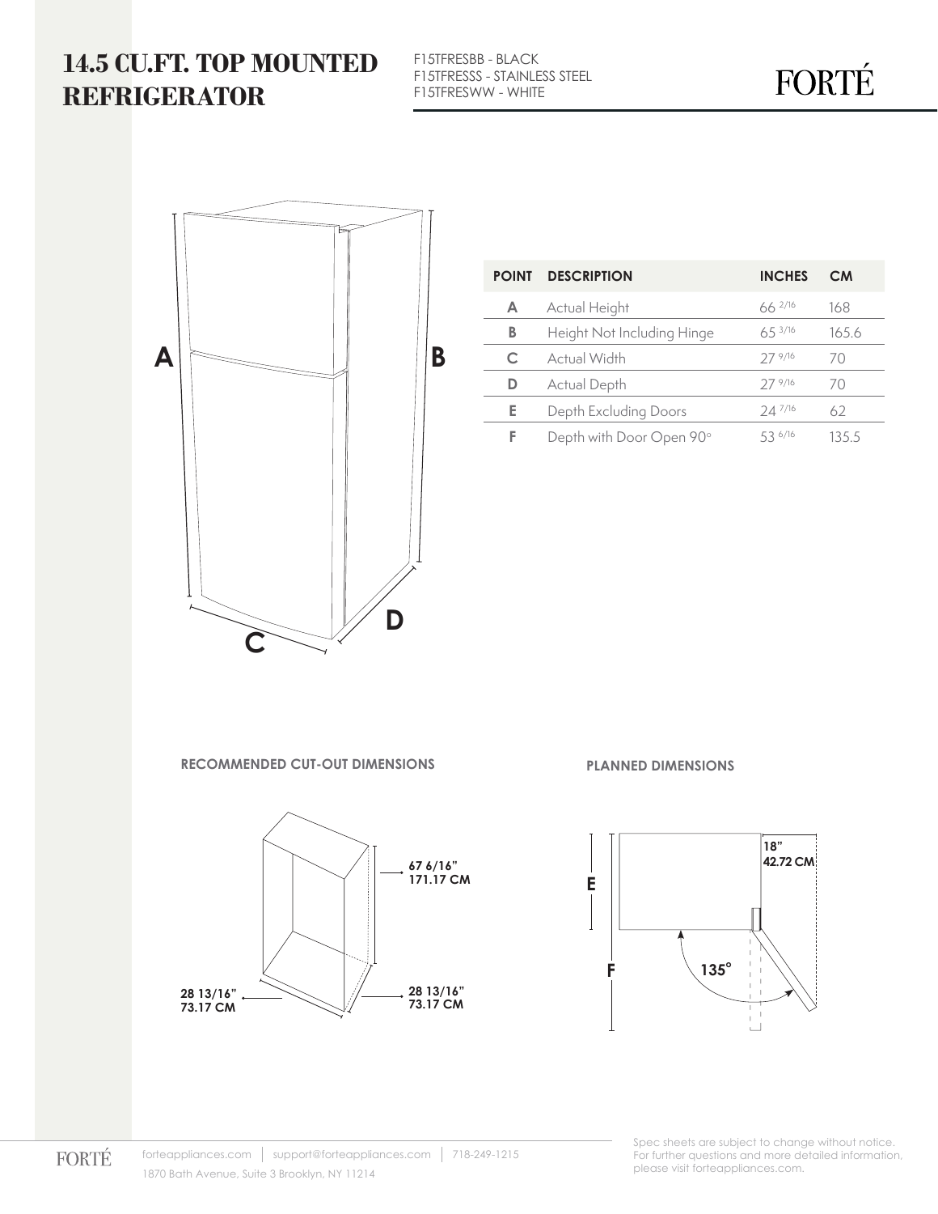# 14.5 CU.FT. TOP MOUNTED REFRIGERATOR

F15TFRESBB - BLACK
F15TFRESSS - STAINLESS STEEL
F15TFRESWW - WHITE

FORTÉ

A

B

C

D

| POINT | DESCRIPTION | INCHES | CM |
|---|---|---|---|
| A | Actual Height | 66 2/16 | 168 |
| B | Height Not Including Hinge | 65 3/16 | 165.6 |
| C | Actual Width | 27 9/16 | 70 |
| D | Actual Depth | 27 9/16 | 70 |
| E | Depth Excluding Doors | 24 7/16 | 62 |
| F | Depth with Door Open 90° | 53 6/16 | 135.5 |

**RECOMMENDED CUT-OUT DIMENSIONS**

67 6/16"
171.17 CM

28 13/16"
73.17 CM

28 13/16"
73.17 CM

**PLANNED DIMENSIONS**

18"
42.72 CM

E

F

135°

forteappliances.com | support@forteappliances.com | 718-249-1215
1870 Bath Avenue, Suite 3 Brooklyn, NY 11214

Spec sheets are subject to change without notice. For further questions and more detailed information, please visit forteappliances.com.